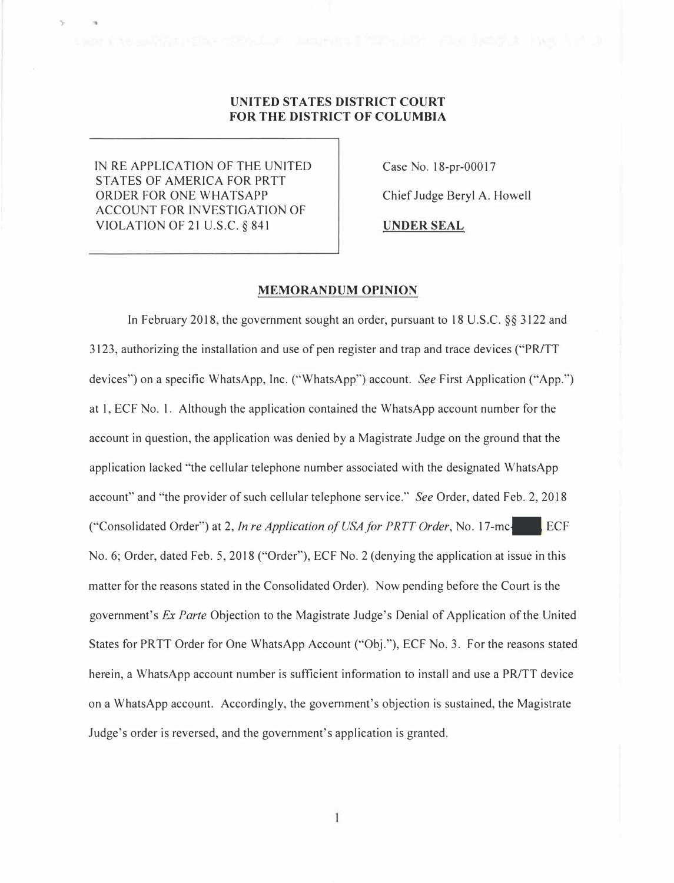**UNITED STATES DISTRICT COURT**
**FOR THE DISTRICT OF COLUMBIA**

| | |
|---|---|
| IN RE APPLICATION OF THE UNITED STATES OF AMERICA FOR PRTT ORDER FOR ONE WHATSAPP ACCOUNT FOR INVESTIGATION OF VIOLATION OF 21 U.S.C. § 841 | Case No. 18-pr-00017<br><br>Chief Judge Beryl A. Howell<br><br>**UNDER SEAL** |

## MEMORANDUM OPINION

In February 2018, the government sought an order, pursuant to 18 U.S.C. §§ 3122 and 3123, authorizing the installation and use of pen register and trap and trace devices ("PR/TT devices") on a specific WhatsApp, Inc. ("WhatsApp") account. *See* First Application ("App.") at 1, ECF No. 1. Although the application contained the WhatsApp account number for the account in question, the application was denied by a Magistrate Judge on the ground that the application lacked "the cellular telephone number associated with the designated WhatsApp account" and "the provider of such cellular telephone service." *See* Order, dated Feb. 2, 2018 ("Consolidated Order") at 2, *In re Application of USA for PRTT Order*, No. 17-mc-█████ ECF No. 6; Order, dated Feb. 5, 2018 ("Order"), ECF No. 2 (denying the application at issue in this matter for the reasons stated in the Consolidated Order). Now pending before the Court is the government's *Ex Parte* Objection to the Magistrate Judge's Denial of Application of the United States for PRTT Order for One WhatsApp Account ("Obj."), ECF No. 3. For the reasons stated herein, a WhatsApp account number is sufficient information to install and use a PR/TT device on a WhatsApp account. Accordingly, the government's objection is sustained, the Magistrate Judge's order is reversed, and the government's application is granted.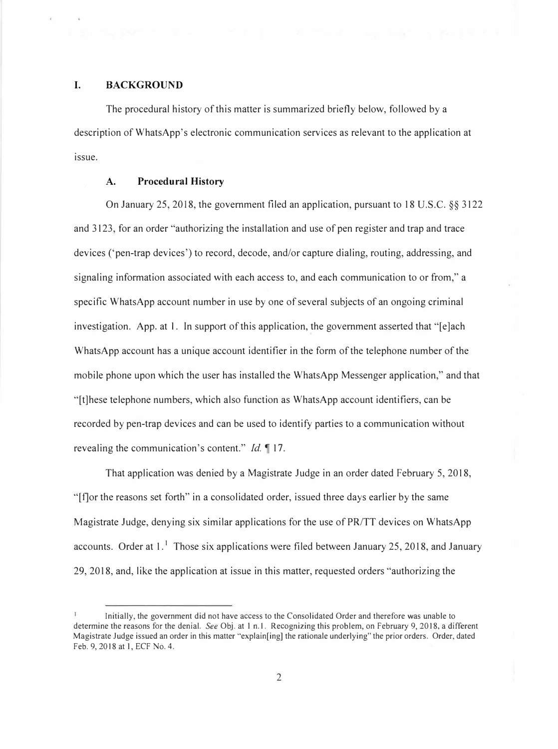## I. BACKGROUND

The procedural history of this matter is summarized briefly below, followed by a description of WhatsApp's electronic communication services as relevant to the application at issue.

### A. Procedural History

On January 25, 2018, the government filed an application, pursuant to 18 U.S.C. §§ 3122 and 3123, for an order "authorizing the installation and use of pen register and trap and trace devices ('pen-trap devices') to record, decode, and/or capture dialing, routing, addressing, and signaling information associated with each access to, and each communication to or from," a specific WhatsApp account number in use by one of several subjects of an ongoing criminal investigation. App. at 1. In support of this application, the government asserted that "[e]ach WhatsApp account has a unique account identifier in the form of the telephone number of the mobile phone upon which the user has installed the WhatsApp Messenger application," and that "[t]hese telephone numbers, which also function as WhatsApp account identifiers, can be recorded by pen-trap devices and can be used to identify parties to a communication without revealing the communication's content." *Id.* ¶ 17.

That application was denied by a Magistrate Judge in an order dated February 5, 2018, "[f]or the reasons set forth" in a consolidated order, issued three days earlier by the same Magistrate Judge, denying six similar applications for the use of PR/TT devices on WhatsApp accounts. Order at 1.[1] Those six applications were filed between January 25, 2018, and January 29, 2018, and, like the application at issue in this matter, requested orders "authorizing the

---

[1] Initially, the government did not have access to the Consolidated Order and therefore was unable to determine the reasons for the denial. *See* Obj. at 1 n.1. Recognizing this problem, on February 9, 2018, a different Magistrate Judge issued an order in this matter "explain[ing] the rationale underlying" the prior orders. Order, dated Feb. 9, 2018 at 1, ECF No. 4.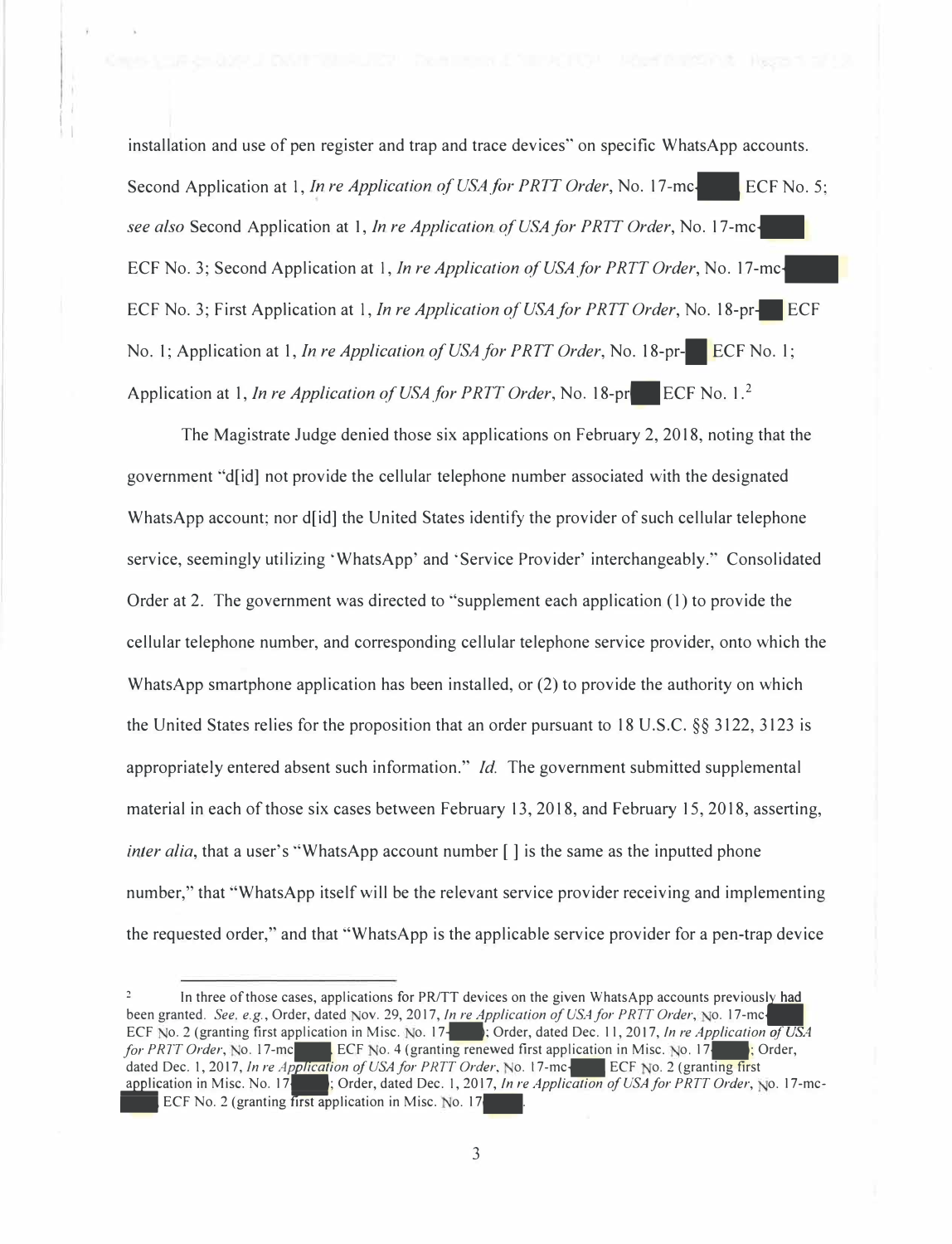installation and use of pen register and trap and trace devices" on specific WhatsApp accounts. Second Application at 1, *In re Application of USA for PRTT Order*, No. 17-mc-█████ ECF No. 5; *see also* Second Application at 1, *In re Application of USA for PRTT Order*, No. 17-mc-█████ ECF No. 3; Second Application at 1, *In re Application of USA for PRTT Order*, No. 17-mc-█████ ECF No. 3; First Application at 1, *In re Application of USA for PRTT Order*, No. 18-pr-███ ECF No. 1; Application at 1, *In re Application of USA for PRTT Order*, No. 18-pr-███ ECF No. 1; Application at 1, *In re Application of USA for PRTT Order*, No. 18-pr███ ECF No. 1.[2]

The Magistrate Judge denied those six applications on February 2, 2018, noting that the government "d[id] not provide the cellular telephone number associated with the designated WhatsApp account; nor d[id] the United States identify the provider of such cellular telephone service, seemingly utilizing 'WhatsApp' and 'Service Provider' interchangeably." Consolidated Order at 2. The government was directed to "supplement each application (1) to provide the cellular telephone number, and corresponding cellular telephone service provider, onto which the WhatsApp smartphone application has been installed, or (2) to provide the authority on which the United States relies for the proposition that an order pursuant to 18 U.S.C. §§ 3122, 3123 is appropriately entered absent such information." *Id.* The government submitted supplemental material in each of those six cases between February 13, 2018, and February 15, 2018, asserting, *inter alia*, that a user's "WhatsApp account number [ ] is the same as the inputted phone number," that "WhatsApp itself will be the relevant service provider receiving and implementing the requested order," and that "WhatsApp is the applicable service provider for a pen-trap device

---

[2] In three of those cases, applications for PR/TT devices on the given WhatsApp accounts previously had been granted. *See, e.g.*, Order, dated Nov. 29, 2017, *In re Application of USA for PRTT Order*, No. 17-mc-█████ ECF No. 2 (granting first application in Misc. No. 17-█████; Order, dated Dec. 11, 2017, *In re Application of USA for PRTT Order*, No. 17-mc█████ ECF No. 4 (granting renewed first application in Misc. No. 17█████; Order, dated Dec. 1, 2017, *In re Application of USA for PRTT Order*, No. 17-mc-█████ ECF No. 2 (granting first application in Misc. No. 17█████; Order, dated Dec. 1, 2017, *In re Application of USA for PRTT Order*, No. 17-mc-█████ ECF No. 2 (granting first application in Misc. No. 17█████.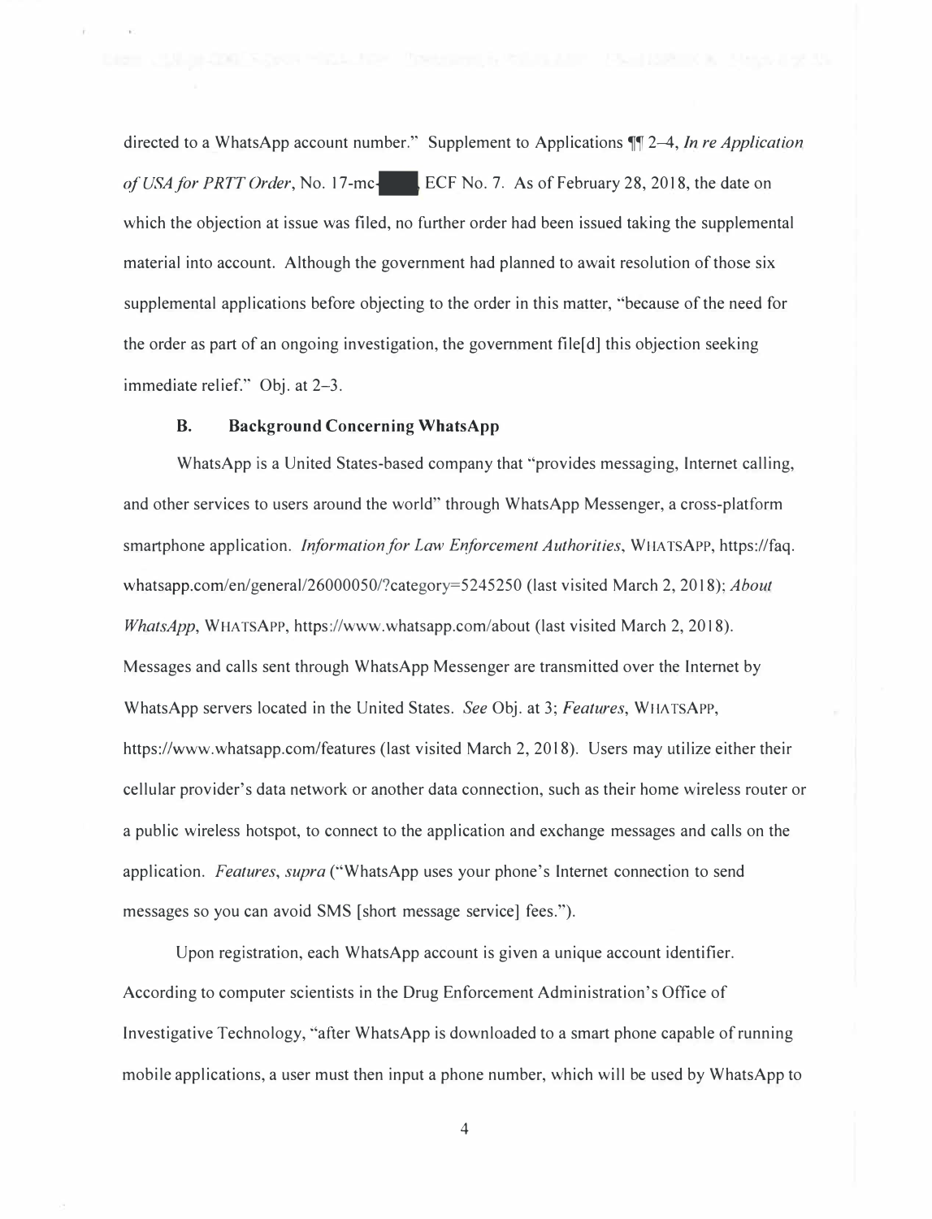directed to a WhatsApp account number." Supplement to Applications ¶¶ 2–4, *In re Application of USA for PRTT Order*, No. 17-mc-█████, ECF No. 7. As of February 28, 2018, the date on which the objection at issue was filed, no further order had been issued taking the supplemental material into account. Although the government had planned to await resolution of those six supplemental applications before objecting to the order in this matter, "because of the need for the order as part of an ongoing investigation, the government file[d] this objection seeking immediate relief." Obj. at 2–3.

### B. Background Concerning WhatsApp

WhatsApp is a United States-based company that "provides messaging, Internet calling, and other services to users around the world" through WhatsApp Messenger, a cross-platform smartphone application. *Information for Law Enforcement Authorities*, WHATSAPP, https://faq.whatsapp.com/en/general/26000050/?category=5245250 (last visited March 2, 2018); *About WhatsApp*, WHATSAPP, https://www.whatsapp.com/about (last visited March 2, 2018). Messages and calls sent through WhatsApp Messenger are transmitted over the Internet by WhatsApp servers located in the United States. *See* Obj. at 3; *Features*, WHATSAPP, https://www.whatsapp.com/features (last visited March 2, 2018). Users may utilize either their cellular provider's data network or another data connection, such as their home wireless router or a public wireless hotspot, to connect to the application and exchange messages and calls on the application. *Features*, *supra* ("WhatsApp uses your phone's Internet connection to send messages so you can avoid SMS [short message service] fees.").

Upon registration, each WhatsApp account is given a unique account identifier. According to computer scientists in the Drug Enforcement Administration's Office of Investigative Technology, "after WhatsApp is downloaded to a smart phone capable of running mobile applications, a user must then input a phone number, which will be used by WhatsApp to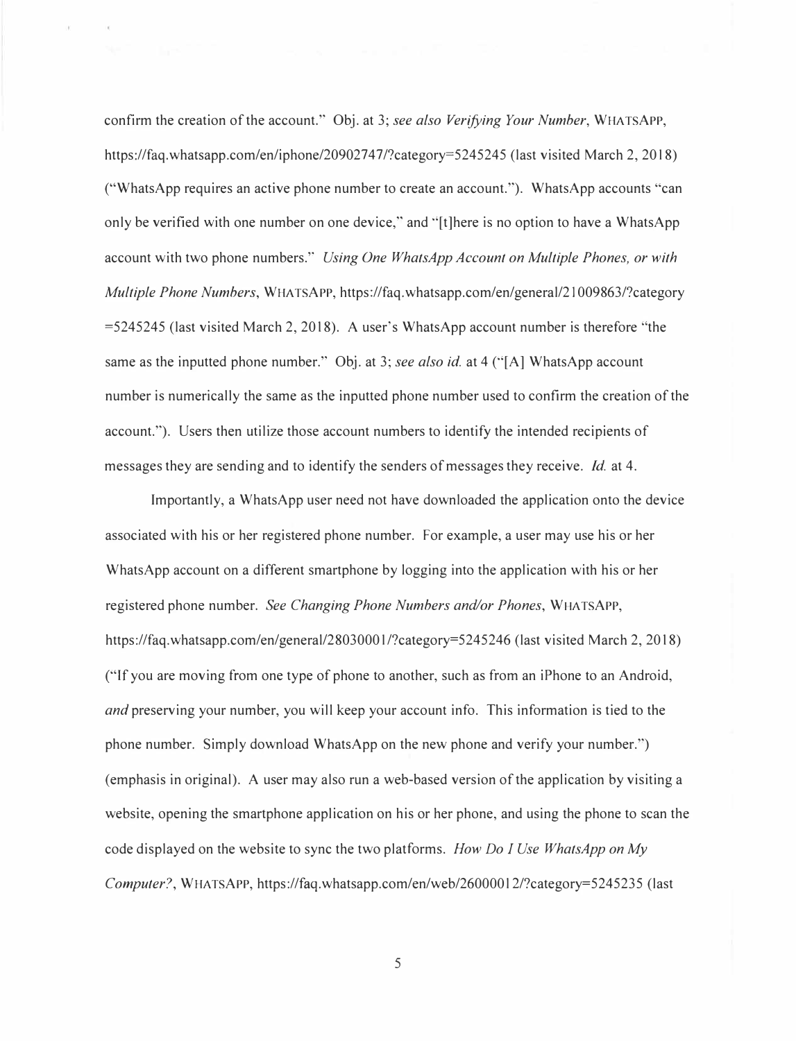confirm the creation of the account." Obj. at 3; *see also Verifying Your Number*, WHATSAPP, https://faq.whatsapp.com/en/iphone/20902747/?category=5245245 (last visited March 2, 2018) ("WhatsApp requires an active phone number to create an account."). WhatsApp accounts "can only be verified with one number on one device," and "[t]here is no option to have a WhatsApp account with two phone numbers." *Using One WhatsApp Account on Multiple Phones, or with Multiple Phone Numbers*, WHATSAPP, https://faq.whatsapp.com/en/general/21009863/?category=5245245 (last visited March 2, 2018). A user's WhatsApp account number is therefore "the same as the inputted phone number." Obj. at 3; *see also id.* at 4 ("[A] WhatsApp account number is numerically the same as the inputted phone number used to confirm the creation of the account."). Users then utilize those account numbers to identify the intended recipients of messages they are sending and to identify the senders of messages they receive. *Id.* at 4.

Importantly, a WhatsApp user need not have downloaded the application onto the device associated with his or her registered phone number. For example, a user may use his or her WhatsApp account on a different smartphone by logging into the application with his or her registered phone number. *See Changing Phone Numbers and/or Phones*, WHATSAPP, https://faq.whatsapp.com/en/general/28030001/?category=5245246 (last visited March 2, 2018) ("If you are moving from one type of phone to another, such as from an iPhone to an Android, *and* preserving your number, you will keep your account info. This information is tied to the phone number. Simply download WhatsApp on the new phone and verify your number.") (emphasis in original). A user may also run a web-based version of the application by visiting a website, opening the smartphone application on his or her phone, and using the phone to scan the code displayed on the website to sync the two platforms. *How Do I Use WhatsApp on My Computer?*, WHATSAPP, https://faq.whatsapp.com/en/web/26000012/?category=5245235 (last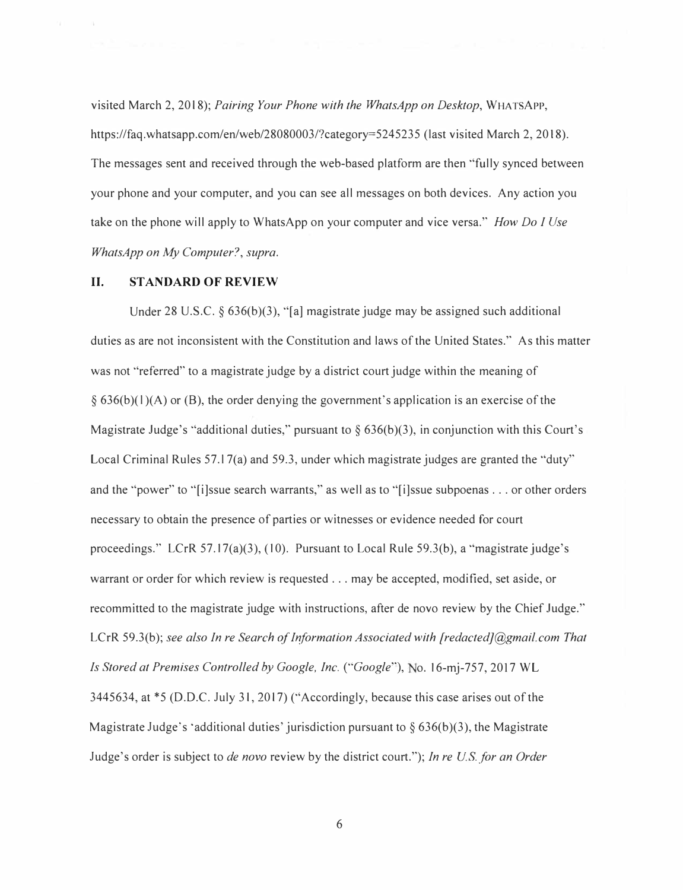visited March 2, 2018); *Pairing Your Phone with the WhatsApp on Desktop*, WHATSAPP, https://faq.whatsapp.com/en/web/28080003/?category=5245235 (last visited March 2, 2018). The messages sent and received through the web-based platform are then "fully synced between your phone and your computer, and you can see all messages on both devices. Any action you take on the phone will apply to WhatsApp on your computer and vice versa." *How Do I Use WhatsApp on My Computer?*, *supra*.

## II. STANDARD OF REVIEW

Under 28 U.S.C. § 636(b)(3), "[a] magistrate judge may be assigned such additional duties as are not inconsistent with the Constitution and laws of the United States." As this matter was not "referred" to a magistrate judge by a district court judge within the meaning of § 636(b)(1)(A) or (B), the order denying the government's application is an exercise of the Magistrate Judge's "additional duties," pursuant to § 636(b)(3), in conjunction with this Court's Local Criminal Rules 57.17(a) and 59.3, under which magistrate judges are granted the "duty" and the "power" to "[i]ssue search warrants," as well as to "[i]ssue subpoenas . . . or other orders necessary to obtain the presence of parties or witnesses or evidence needed for court proceedings." LCrR 57.17(a)(3), (10). Pursuant to Local Rule 59.3(b), a "magistrate judge's warrant or order for which review is requested . . . may be accepted, modified, set aside, or recommitted to the magistrate judge with instructions, after de novo review by the Chief Judge." LCrR 59.3(b); *see also In re Search of Information Associated with [redacted]@gmail.com That Is Stored at Premises Controlled by Google, Inc.* ("*Google*"), No. 16-mj-757, 2017 WL 3445634, at *5 (D.D.C. July 31, 2017) ("Accordingly, because this case arises out of the Magistrate Judge's 'additional duties' jurisdiction pursuant to § 636(b)(3), the Magistrate Judge's order is subject to *de novo* review by the district court."); *In re U.S. for an Order*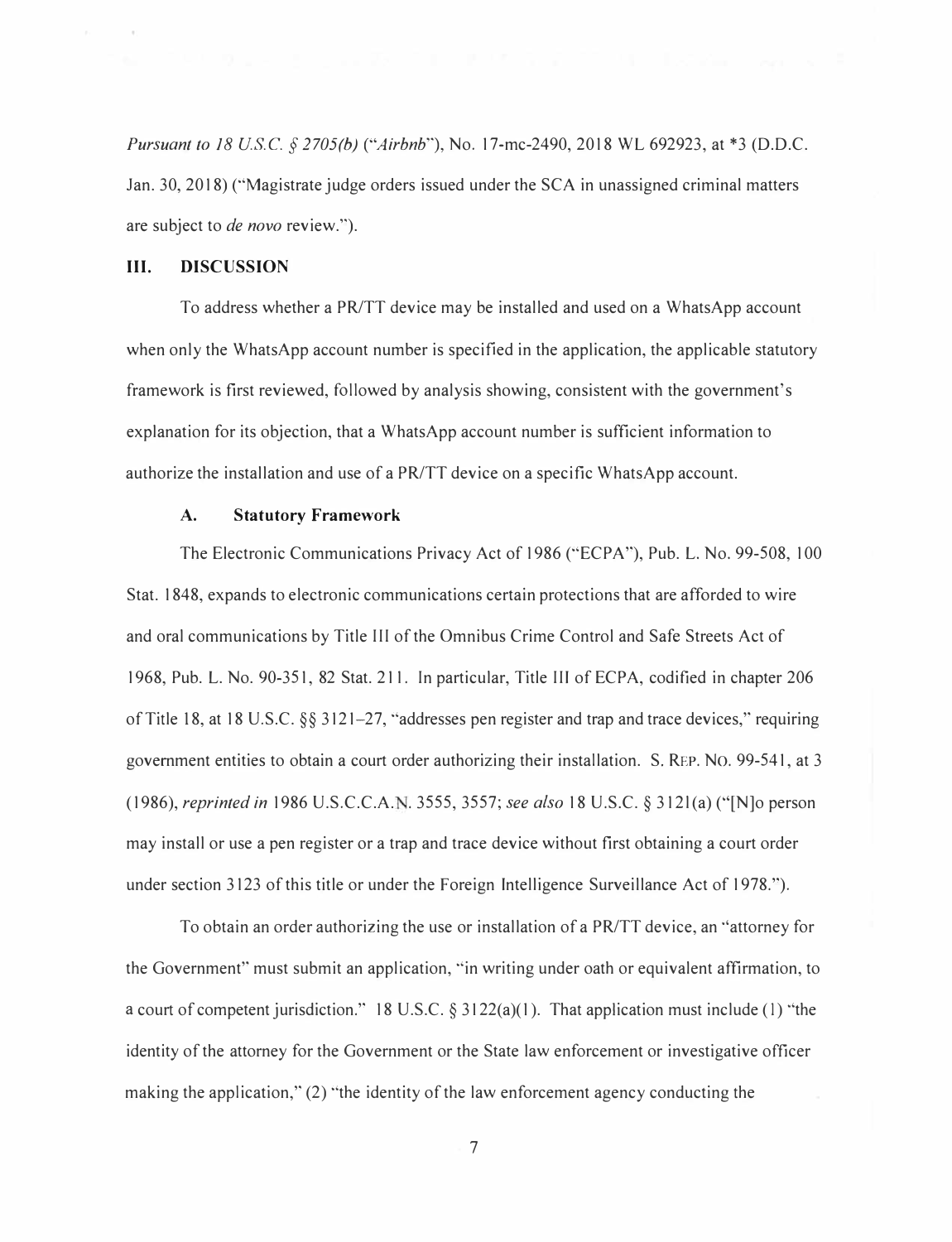*Pursuant to 18 U.S.C. § 2705(b)* ("*Airbnb*"), No. 17-mc-2490, 2018 WL 692923, at *3 (D.D.C. Jan. 30, 2018) ("Magistrate judge orders issued under the SCA in unassigned criminal matters are subject to *de novo* review.").

## III. DISCUSSION

To address whether a PR/TT device may be installed and used on a WhatsApp account when only the WhatsApp account number is specified in the application, the applicable statutory framework is first reviewed, followed by analysis showing, consistent with the government's explanation for its objection, that a WhatsApp account number is sufficient information to authorize the installation and use of a PR/TT device on a specific WhatsApp account.

### A. Statutory Framework

The Electronic Communications Privacy Act of 1986 ("ECPA"), Pub. L. No. 99-508, 100 Stat. 1848, expands to electronic communications certain protections that are afforded to wire and oral communications by Title III of the Omnibus Crime Control and Safe Streets Act of 1968, Pub. L. No. 90-351, 82 Stat. 211. In particular, Title III of ECPA, codified in chapter 206 of Title 18, at 18 U.S.C. §§ 3121–27, "addresses pen register and trap and trace devices," requiring government entities to obtain a court order authorizing their installation. S. REP. NO. 99-541, at 3 (1986), *reprinted in* 1986 U.S.C.C.A.N. 3555, 3557; *see also* 18 U.S.C. § 3121(a) ("[N]o person may install or use a pen register or a trap and trace device without first obtaining a court order under section 3123 of this title or under the Foreign Intelligence Surveillance Act of 1978.").

To obtain an order authorizing the use or installation of a PR/TT device, an "attorney for the Government" must submit an application, "in writing under oath or equivalent affirmation, to a court of competent jurisdiction." 18 U.S.C. § 3122(a)(1). That application must include (1) "the identity of the attorney for the Government or the State law enforcement or investigative officer making the application," (2) "the identity of the law enforcement agency conducting the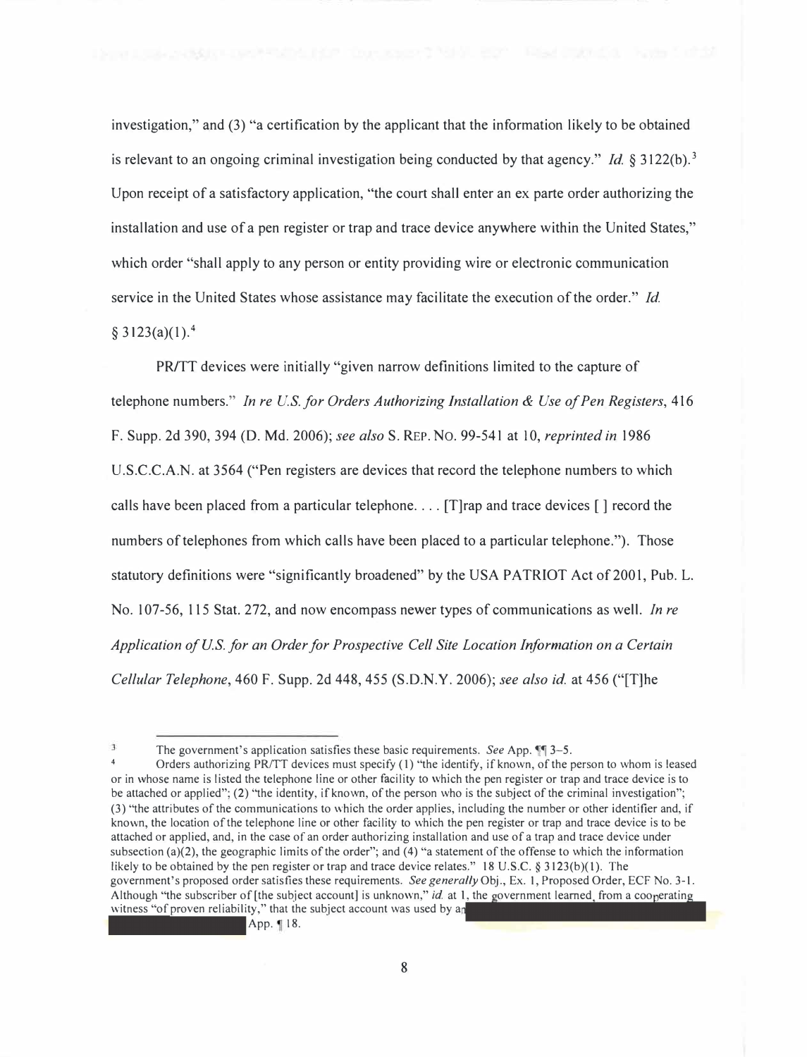investigation," and (3) "a certification by the applicant that the information likely to be obtained is relevant to an ongoing criminal investigation being conducted by that agency." *Id.* § 3122(b).[3] Upon receipt of a satisfactory application, "the court shall enter an ex parte order authorizing the installation and use of a pen register or trap and trace device anywhere within the United States," which order "shall apply to any person or entity providing wire or electronic communication service in the United States whose assistance may facilitate the execution of the order." *Id.* § 3123(a)(1).[4]

PR/TT devices were initially "given narrow definitions limited to the capture of telephone numbers." *In re U.S. for Orders Authorizing Installation & Use of Pen Registers*, 416 F. Supp. 2d 390, 394 (D. Md. 2006); *see also* S. REP. NO. 99-541 at 10, *reprinted in* 1986 U.S.C.C.A.N. at 3564 ("Pen registers are devices that record the telephone numbers to which calls have been placed from a particular telephone. . . . [T]rap and trace devices [ ] record the numbers of telephones from which calls have been placed to a particular telephone."). Those statutory definitions were "significantly broadened" by the USA PATRIOT Act of 2001, Pub. L. No. 107-56, 115 Stat. 272, and now encompass newer types of communications as well. *In re Application of U.S. for an Order for Prospective Cell Site Location Information on a Certain Cellular Telephone*, 460 F. Supp. 2d 448, 455 (S.D.N.Y. 2006); *see also id.* at 456 ("[T]he

---

[3] The government's application satisfies these basic requirements. *See* App. ¶¶ 3–5.

[4] Orders authorizing PR/TT devices must specify (1) "the identify, if known, of the person to whom is leased or in whose name is listed the telephone line or other facility to which the pen register or trap and trace device is to be attached or applied"; (2) "the identity, if known, of the person who is the subject of the criminal investigation"; (3) "the attributes of the communications to which the order applies, including the number or other identifier and, if known, the location of the telephone line or other facility to which the pen register or trap and trace device is to be attached or applied, and, in the case of an order authorizing installation and use of a trap and trace device under subsection (a)(2), the geographic limits of the order"; and (4) "a statement of the offense to which the information likely to be obtained by the pen register or trap and trace device relates." 18 U.S.C. § 3123(b)(1). The government's proposed order satisfies these requirements. *See generally* Obj., Ex. 1, Proposed Order, ECF No. 3-1. Although "the subscriber of [the subject account] is unknown," *id.* at 1, the government learned, from a cooperating witness "of proven reliability," that the subject account was used by a[REDACTED] App. ¶ 18.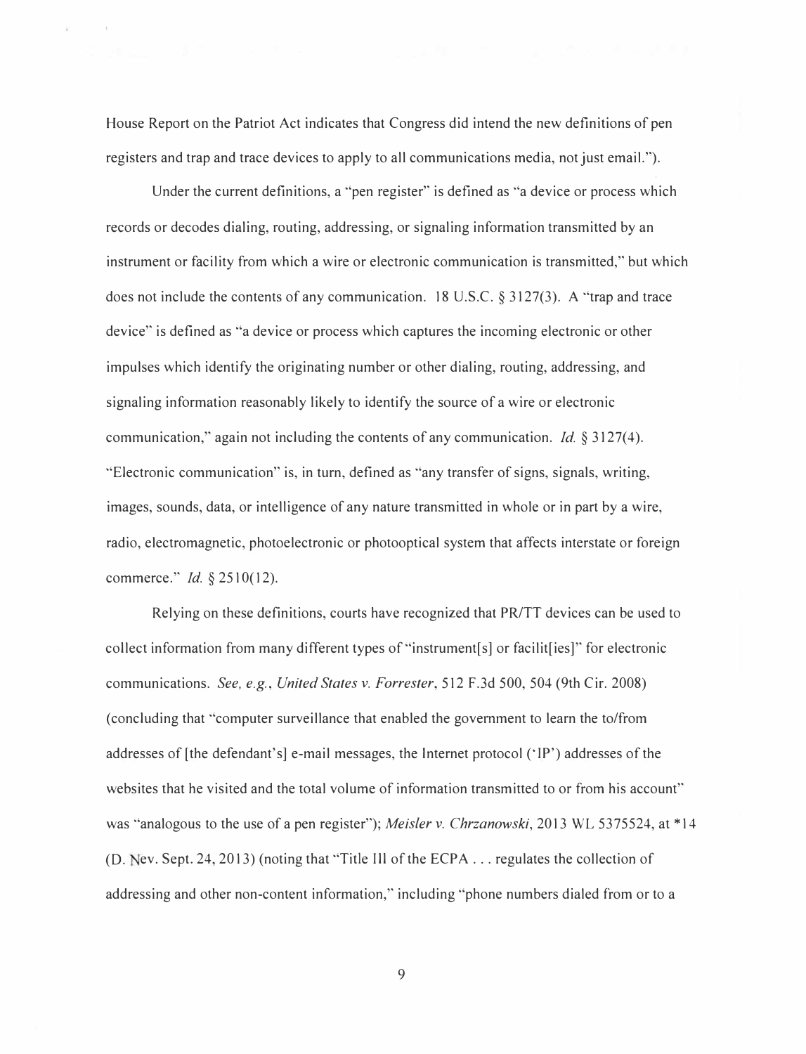House Report on the Patriot Act indicates that Congress did intend the new definitions of pen registers and trap and trace devices to apply to all communications media, not just email.").

Under the current definitions, a "pen register" is defined as "a device or process which records or decodes dialing, routing, addressing, or signaling information transmitted by an instrument or facility from which a wire or electronic communication is transmitted," but which does not include the contents of any communication. 18 U.S.C. § 3127(3). A "trap and trace device" is defined as "a device or process which captures the incoming electronic or other impulses which identify the originating number or other dialing, routing, addressing, and signaling information reasonably likely to identify the source of a wire or electronic communication," again not including the contents of any communication. *Id.* § 3127(4). "Electronic communication" is, in turn, defined as "any transfer of signs, signals, writing, images, sounds, data, or intelligence of any nature transmitted in whole or in part by a wire, radio, electromagnetic, photoelectronic or photooptical system that affects interstate or foreign commerce." *Id.* § 2510(12).

Relying on these definitions, courts have recognized that PR/TT devices can be used to collect information from many different types of "instrument[s] or facilit[ies]" for electronic communications. *See, e.g.*, *United States v. Forrester*, 512 F.3d 500, 504 (9th Cir. 2008) (concluding that "computer surveillance that enabled the government to learn the to/from addresses of [the defendant's] e-mail messages, the Internet protocol ('IP') addresses of the websites that he visited and the total volume of information transmitted to or from his account" was "analogous to the use of a pen register"); *Meisler v. Chrzanowski*, 2013 WL 5375524, at *14 (D. Nev. Sept. 24, 2013) (noting that "Title III of the ECPA . . . regulates the collection of addressing and other non-content information," including "phone numbers dialed from or to a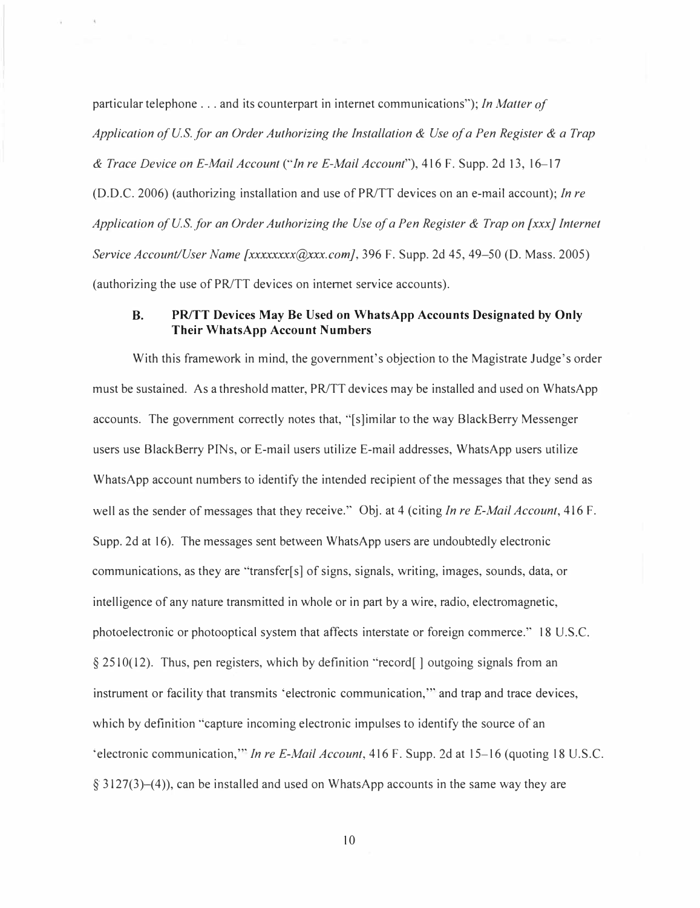particular telephone . . . and its counterpart in internet communications"); *In Matter of Application of U.S. for an Order Authorizing the Installation & Use of a Pen Register & a Trap & Trace Device on E-Mail Account* ("*In re E-Mail Account*"), 416 F. Supp. 2d 13, 16–17 (D.D.C. 2006) (authorizing installation and use of PR/TT devices on an e-mail account); *In re Application of U.S. for an Order Authorizing the Use of a Pen Register & Trap on [xxx] Internet Service Account/User Name [xxxxxxxx@xxx.com]*, 396 F. Supp. 2d 45, 49–50 (D. Mass. 2005) (authorizing the use of PR/TT devices on internet service accounts).

### B. PR/TT Devices May Be Used on WhatsApp Accounts Designated by Only Their WhatsApp Account Numbers

With this framework in mind, the government's objection to the Magistrate Judge's order must be sustained. As a threshold matter, PR/TT devices may be installed and used on WhatsApp accounts. The government correctly notes that, "[s]imilar to the way BlackBerry Messenger users use BlackBerry PINs, or E-mail users utilize E-mail addresses, WhatsApp users utilize WhatsApp account numbers to identify the intended recipient of the messages that they send as well as the sender of messages that they receive." Obj. at 4 (citing *In re E-Mail Account*, 416 F. Supp. 2d at 16). The messages sent between WhatsApp users are undoubtedly electronic communications, as they are "transfer[s] of signs, signals, writing, images, sounds, data, or intelligence of any nature transmitted in whole or in part by a wire, radio, electromagnetic, photoelectronic or photooptical system that affects interstate or foreign commerce." 18 U.S.C. § 2510(12). Thus, pen registers, which by definition "record[ ] outgoing signals from an instrument or facility that transmits 'electronic communication,'" and trap and trace devices, which by definition "capture incoming electronic impulses to identify the source of an 'electronic communication,'" *In re E-Mail Account*, 416 F. Supp. 2d at 15–16 (quoting 18 U.S.C. § 3127(3)–(4)), can be installed and used on WhatsApp accounts in the same way they are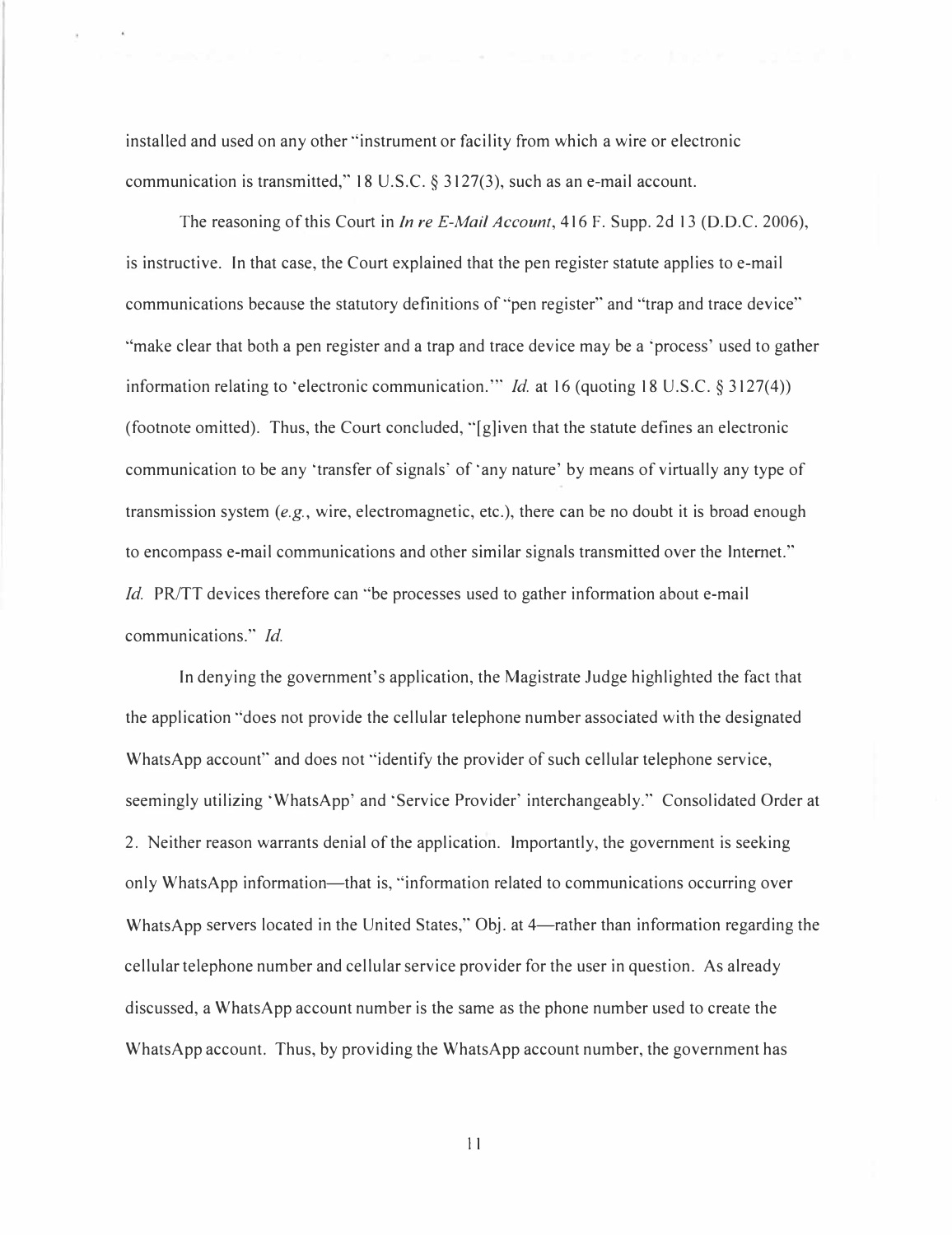installed and used on any other "instrument or facility from which a wire or electronic communication is transmitted," 18 U.S.C. § 3127(3), such as an e-mail account.

The reasoning of this Court in *In re E-Mail Account*, 416 F. Supp. 2d 13 (D.D.C. 2006), is instructive. In that case, the Court explained that the pen register statute applies to e-mail communications because the statutory definitions of "pen register" and "trap and trace device" "make clear that both a pen register and a trap and trace device may be a 'process' used to gather information relating to 'electronic communication.'" *Id.* at 16 (quoting 18 U.S.C. § 3127(4)) (footnote omitted). Thus, the Court concluded, "[g]iven that the statute defines an electronic communication to be any 'transfer of signals' of 'any nature' by means of virtually any type of transmission system (*e.g.*, wire, electromagnetic, etc.), there can be no doubt it is broad enough to encompass e-mail communications and other similar signals transmitted over the Internet." *Id.* PR/TT devices therefore can "be processes used to gather information about e-mail communications." *Id.*

In denying the government's application, the Magistrate Judge highlighted the fact that the application "does not provide the cellular telephone number associated with the designated WhatsApp account" and does not "identify the provider of such cellular telephone service, seemingly utilizing 'WhatsApp' and 'Service Provider' interchangeably." Consolidated Order at 2. Neither reason warrants denial of the application. Importantly, the government is seeking only WhatsApp information—that is, "information related to communications occurring over WhatsApp servers located in the United States," Obj. at 4—rather than information regarding the cellular telephone number and cellular service provider for the user in question. As already discussed, a WhatsApp account number is the same as the phone number used to create the WhatsApp account. Thus, by providing the WhatsApp account number, the government has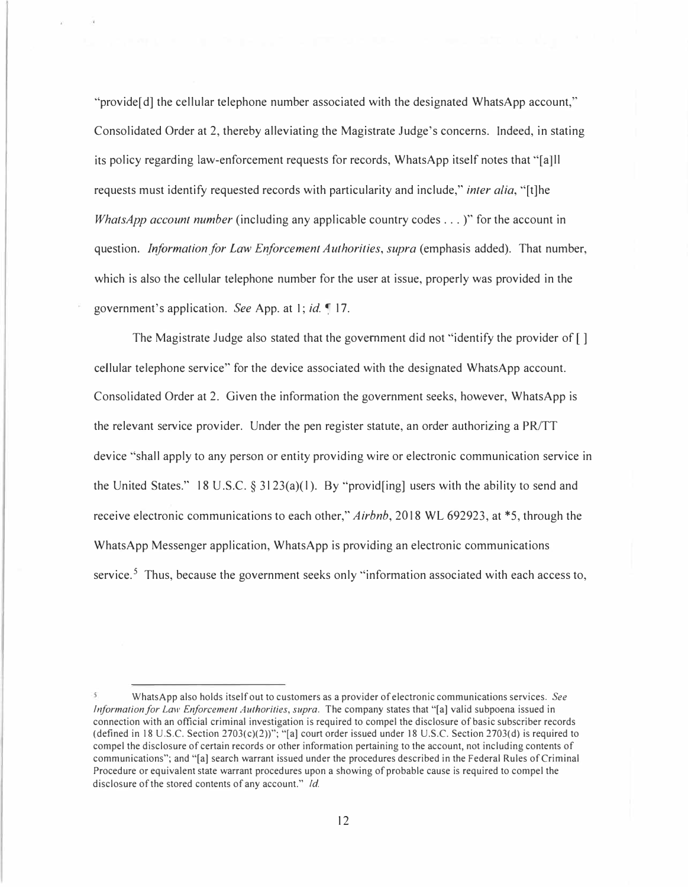"provide[d] the cellular telephone number associated with the designated WhatsApp account," Consolidated Order at 2, thereby alleviating the Magistrate Judge's concerns. Indeed, in stating its policy regarding law-enforcement requests for records, WhatsApp itself notes that "[a]ll requests must identify requested records with particularity and include," *inter alia*, "[t]he *WhatsApp account number* (including any applicable country codes . . . )" for the account in question. *Information for Law Enforcement Authorities*, *supra* (emphasis added). That number, which is also the cellular telephone number for the user at issue, properly was provided in the government's application. *See* App. at 1; *id.* ¶ 17.

The Magistrate Judge also stated that the government did not "identify the provider of [ ] cellular telephone service" for the device associated with the designated WhatsApp account. Consolidated Order at 2. Given the information the government seeks, however, WhatsApp is the relevant service provider. Under the pen register statute, an order authorizing a PR/TT device "shall apply to any person or entity providing wire or electronic communication service in the United States." 18 U.S.C. § 3123(a)(1). By "provid[ing] users with the ability to send and receive electronic communications to each other," *Airbnb*, 2018 WL 692923, at *5, through the WhatsApp Messenger application, WhatsApp is providing an electronic communications service.[5] Thus, because the government seeks only "information associated with each access to,

[5] WhatsApp also holds itself out to customers as a provider of electronic communications services. *See Information for Law Enforcement Authorities*, *supra*. The company states that "[a] valid subpoena issued in connection with an official criminal investigation is required to compel the disclosure of basic subscriber records (defined in 18 U.S.C. Section 2703(c)(2))"; "[a] court order issued under 18 U.S.C. Section 2703(d) is required to compel the disclosure of certain records or other information pertaining to the account, not including contents of communications"; and "[a] search warrant issued under the procedures described in the Federal Rules of Criminal Procedure or equivalent state warrant procedures upon a showing of probable cause is required to compel the disclosure of the stored contents of any account." *Id.*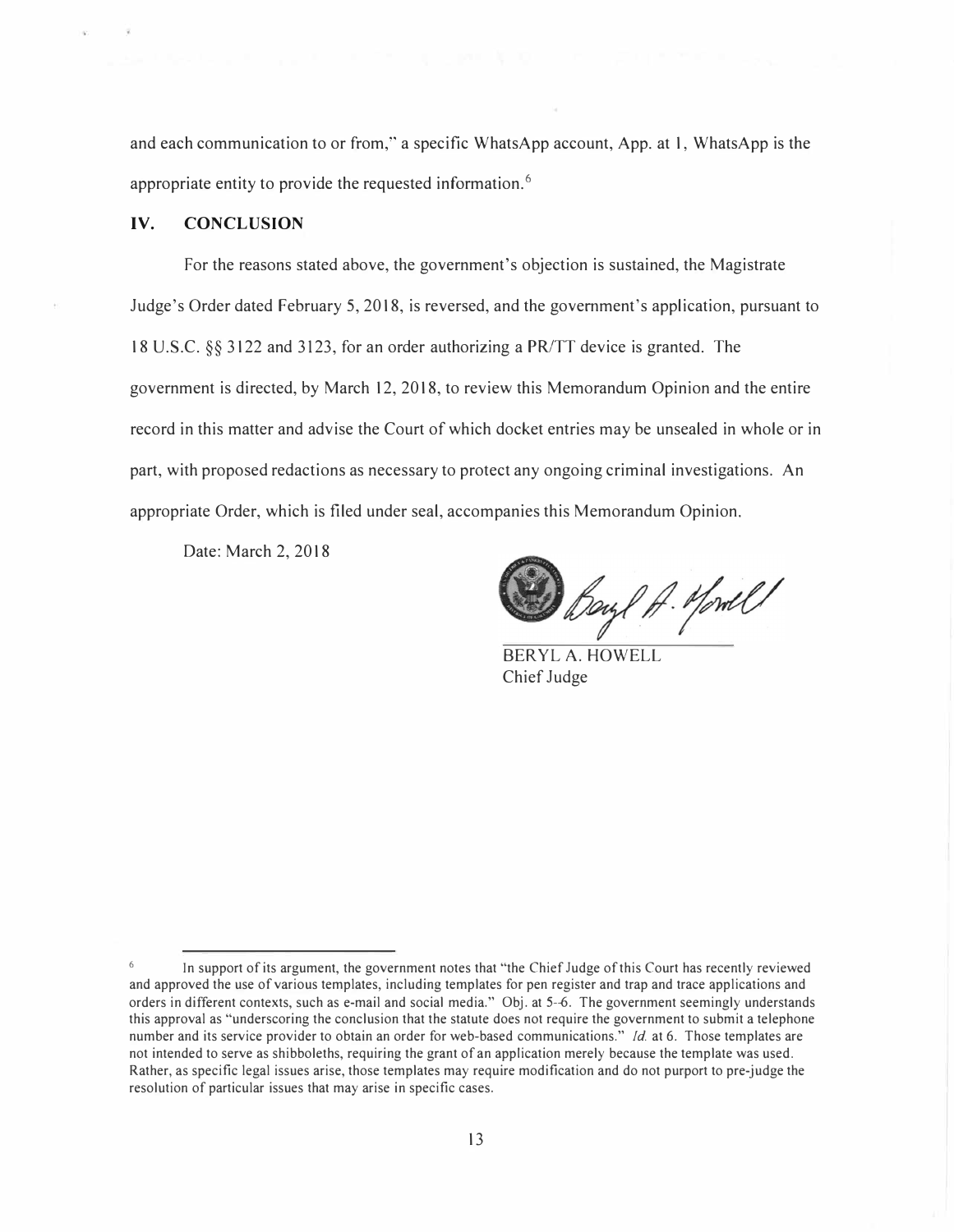and each communication to or from," a specific WhatsApp account, App. at 1, WhatsApp is the appropriate entity to provide the requested information.[6]

## IV. CONCLUSION

For the reasons stated above, the government's objection is sustained, the Magistrate Judge's Order dated February 5, 2018, is reversed, and the government's application, pursuant to 18 U.S.C. §§ 3122 and 3123, for an order authorizing a PR/TT device is granted. The government is directed, by March 12, 2018, to review this Memorandum Opinion and the entire record in this matter and advise the Court of which docket entries may be unsealed in whole or in part, with proposed redactions as necessary to protect any ongoing criminal investigations. An appropriate Order, which is filed under seal, accompanies this Memorandum Opinion.

Date: March 2, 2018

BERYL A. HOWELL
Chief Judge

---

[6] In support of its argument, the government notes that "the Chief Judge of this Court has recently reviewed and approved the use of various templates, including templates for pen register and trap and trace applications and orders in different contexts, such as e-mail and social media." Obj. at 5–6. The government seemingly understands this approval as "underscoring the conclusion that the statute does not require the government to submit a telephone number and its service provider to obtain an order for web-based communications." *Id.* at 6. Those templates are not intended to serve as shibboleths, requiring the grant of an application merely because the template was used. Rather, as specific legal issues arise, those templates may require modification and do not purport to pre-judge the resolution of particular issues that may arise in specific cases.